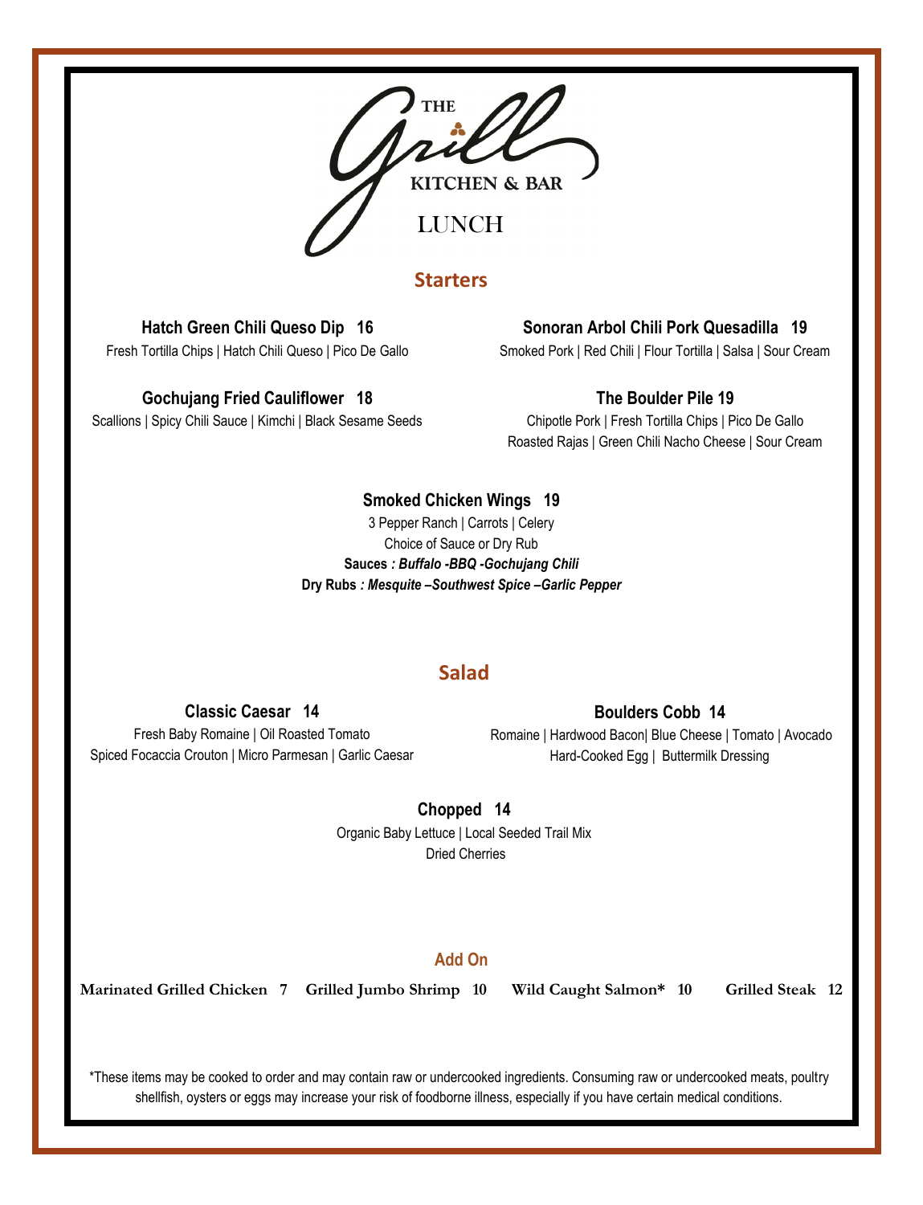# THE Grill KITCHEN & BAR

## LUNCH

## Starters

**Hatch Green Chili Queso Dip 16**
Fresh Tortilla Chips | Hatch Chili Queso | Pico De Gallo

**Sonoran Arbol Chili Pork Quesadilla 19**
Smoked Pork | Red Chili | Flour Tortilla | Salsa | Sour Cream

**Gochujang Fried Cauliflower 18**
Scallions | Spicy Chili Sauce | Kimchi | Black Sesame Seeds

**The Boulder Pile 19**
Chipotle Pork | Fresh Tortilla Chips | Pico De Gallo
Roasted Rajas | Green Chili Nacho Cheese | Sour Cream

**Smoked Chicken Wings 19**
3 Pepper Ranch | Carrots | Celery
Choice of Sauce or Dry Rub
**Sauces** ***: Buffalo -BBQ -Gochujang Chili***
**Dry Rubs** ***: Mesquite –Southwest Spice –Garlic Pepper***

## Salad

**Classic Caesar 14**
Fresh Baby Romaine | Oil Roasted Tomato
Spiced Focaccia Crouton | Micro Parmesan | Garlic Caesar

**Boulders Cobb 14**
Romaine | Hardwood Bacon| Blue Cheese | Tomato | Avocado
Hard-Cooked Egg | Buttermilk Dressing

**Chopped 14**
Organic Baby Lettuce | Local Seeded Trail Mix
Dried Cherries

## Add On

**Marinated Grilled Chicken 7** **Grilled Jumbo Shrimp 10** **Wild Caught Salmon* 10** **Grilled Steak 12**

*These items may be cooked to order and may contain raw or undercooked ingredients. Consuming raw or undercooked meats, poultry shellfish, oysters or eggs may increase your risk of foodborne illness, especially if you have certain medical conditions.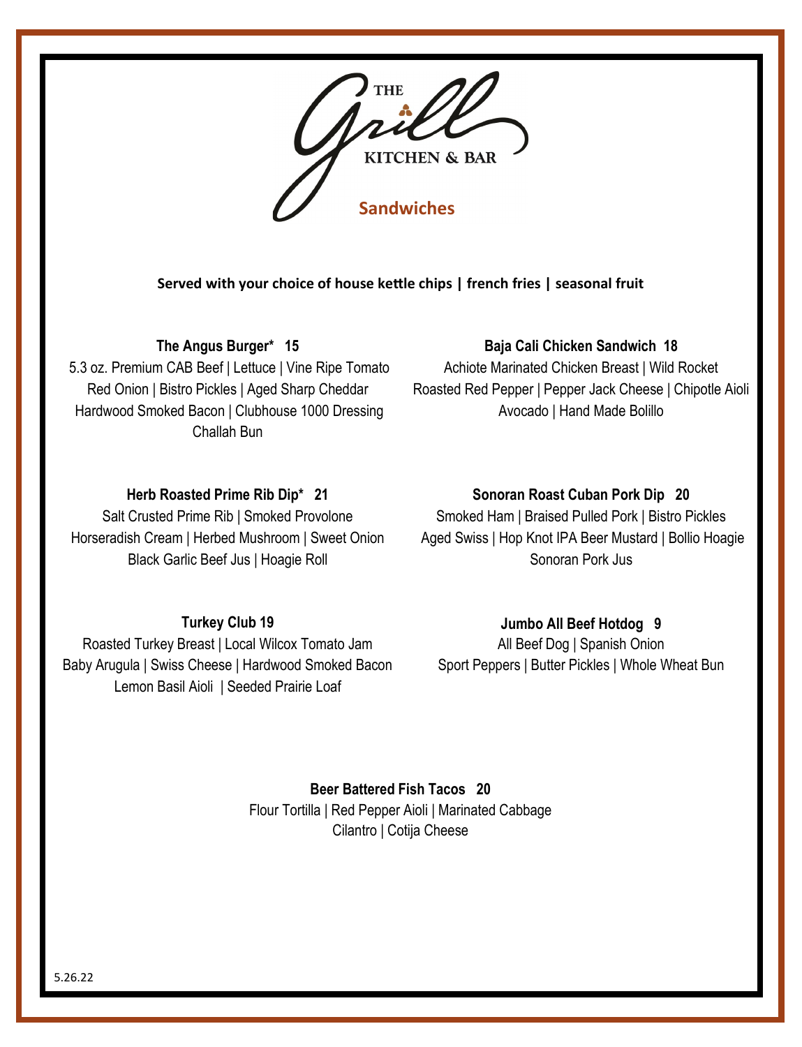# THE Grill KITCHEN & BAR

## Sandwiches

**Served with your choice of house kettle chips | french fries | seasonal fruit**

**The Angus Burger* 15**
5.3 oz. Premium CAB Beef | Lettuce | Vine Ripe Tomato
Red Onion | Bistro Pickles | Aged Sharp Cheddar
Hardwood Smoked Bacon | Clubhouse 1000 Dressing
Challah Bun

**Baja Cali Chicken Sandwich 18**
Achiote Marinated Chicken Breast | Wild Rocket
Roasted Red Pepper | Pepper Jack Cheese | Chipotle Aioli
Avocado | Hand Made Bolillo

**Herb Roasted Prime Rib Dip* 21**
Salt Crusted Prime Rib | Smoked Provolone
Horseradish Cream | Herbed Mushroom | Sweet Onion
Black Garlic Beef Jus | Hoagie Roll

**Sonoran Roast Cuban Pork Dip 20**
Smoked Ham | Braised Pulled Pork | Bistro Pickles
Aged Swiss | Hop Knot IPA Beer Mustard | Bollio Hoagie
Sonoran Pork Jus

**Turkey Club 19**
Roasted Turkey Breast | Local Wilcox Tomato Jam
Baby Arugula | Swiss Cheese | Hardwood Smoked Bacon
Lemon Basil Aioli | Seeded Prairie Loaf

**Jumbo All Beef Hotdog 9**
All Beef Dog | Spanish Onion
Sport Peppers | Butter Pickles | Whole Wheat Bun

**Beer Battered Fish Tacos 20**
Flour Tortilla | Red Pepper Aioli | Marinated Cabbage
Cilantro | Cotija Cheese

5.26.22